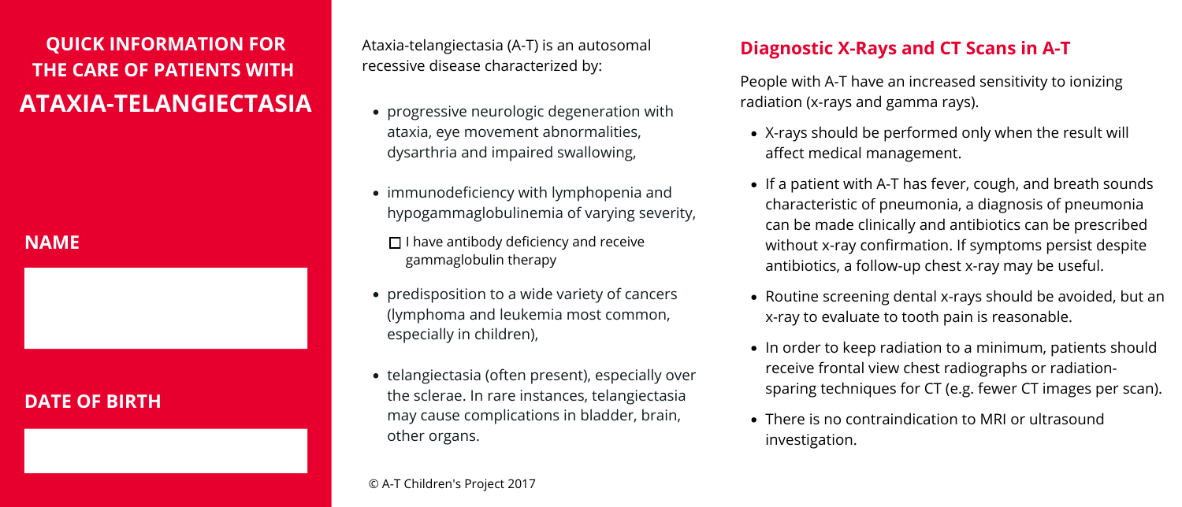## QUICK INFORMATION FOR THE CARE OF PATIENTS WITH

# ATAXIA-TELANGIECTASIA

**NAME**

**DATE OF BIRTH**

Ataxia-telangiectasia (A-T) is an autosomal recessive disease characterized by:

- progressive neurologic degeneration with ataxia, eye movement abnormalities, dysarthria and impaired swallowing,
- immunodeficiency with lymphopenia and hypogammaglobulinemia of varying severity,
  - ☐ I have antibody deficiency and receive gammaglobulin therapy
- predisposition to a wide variety of cancers (lymphoma and leukemia most common, especially in children),
- telangiectasia (often present), especially over the sclerae. In rare instances, telangiectasia may cause complications in bladder, brain, other organs.

© A-T Children's Project 2017

## Diagnostic X-Rays and CT Scans in A-T

People with A-T have an increased sensitivity to ionizing radiation (x-rays and gamma rays).

- X-rays should be performed only when the result will affect medical management.
- If a patient with A-T has fever, cough, and breath sounds characteristic of pneumonia, a diagnosis of pneumonia can be made clinically and antibiotics can be prescribed without x-ray confirmation. If symptoms persist despite antibiotics, a follow-up chest x-ray may be useful.
- Routine screening dental x-rays should be avoided, but an x-ray to evaluate to tooth pain is reasonable.
- In order to keep radiation to a minimum, patients should receive frontal view chest radiographs or radiation-sparing techniques for CT (e.g. fewer CT images per scan).
- There is no contraindication to MRI or ultrasound investigation.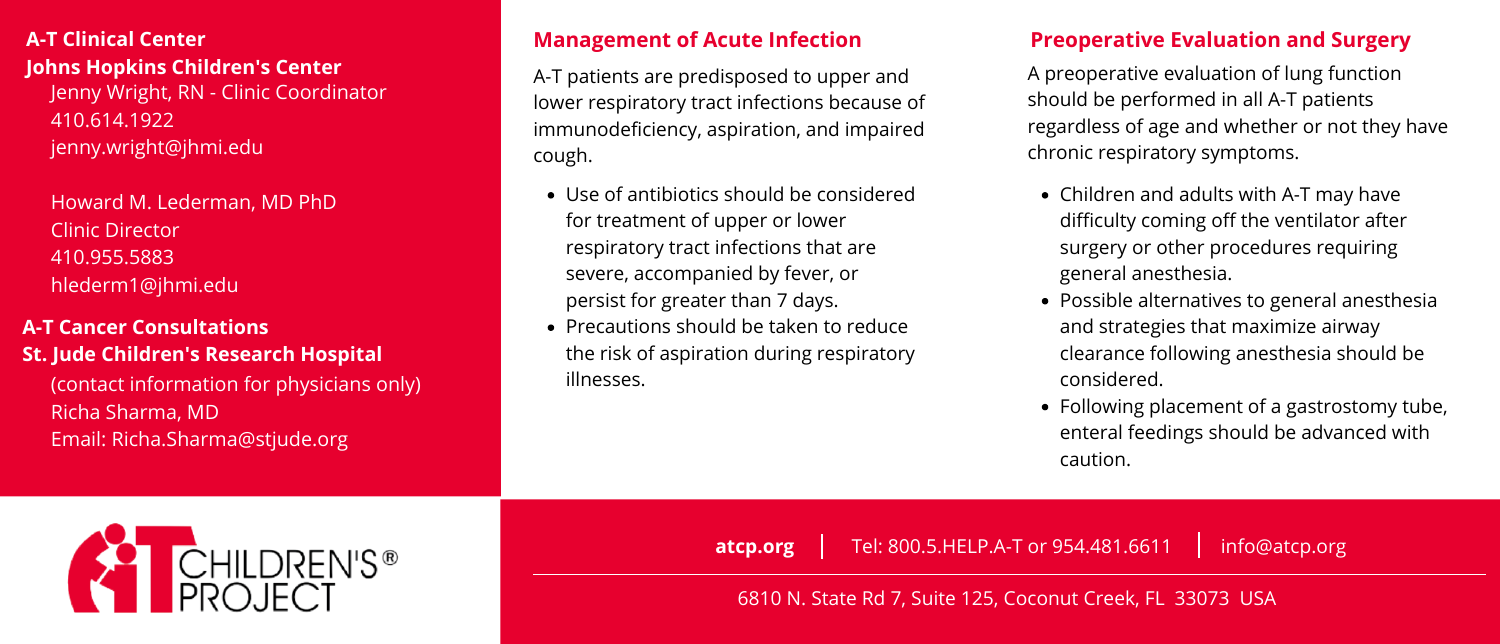**A-T Clinical Center**
**Johns Hopkins Children's Center**

Jenny Wright, RN - Clinic Coordinator
410.614.1922
jenny.wright@jhmi.edu

Howard M. Lederman, MD PhD
Clinic Director
410.955.5883
hlederm1@jhmi.edu

**A-T Cancer Consultations**
**St. Jude Children's Research Hospital**

(contact information for physicians only)
Richa Sharma, MD
Email: Richa.Sharma@stjude.org

## Management of Acute Infection

A-T patients are predisposed to upper and lower respiratory tract infections because of immunodeficiency, aspiration, and impaired cough.

- Use of antibiotics should be considered for treatment of upper or lower respiratory tract infections that are severe, accompanied by fever, or persist for greater than 7 days.
- Precautions should be taken to reduce the risk of aspiration during respiratory illnesses.

## Preoperative Evaluation and Surgery

A preoperative evaluation of lung function should be performed in all A-T patients regardless of age and whether or not they have chronic respiratory symptoms.

- Children and adults with A-T may have difficulty coming off the ventilator after surgery or other procedures requiring general anesthesia.
- Possible alternatives to general anesthesia and strategies that maximize airway clearance following anesthesia should be considered.
- Following placement of a gastrostomy tube, enteral feedings should be advanced with caution.

A-T CHILDREN'S® PROJECT

**atcp.org** | Tel: 800.5.HELP.A-T or 954.481.6611 | info@atcp.org

6810 N. State Rd 7, Suite 125, Coconut Creek, FL 33073 USA